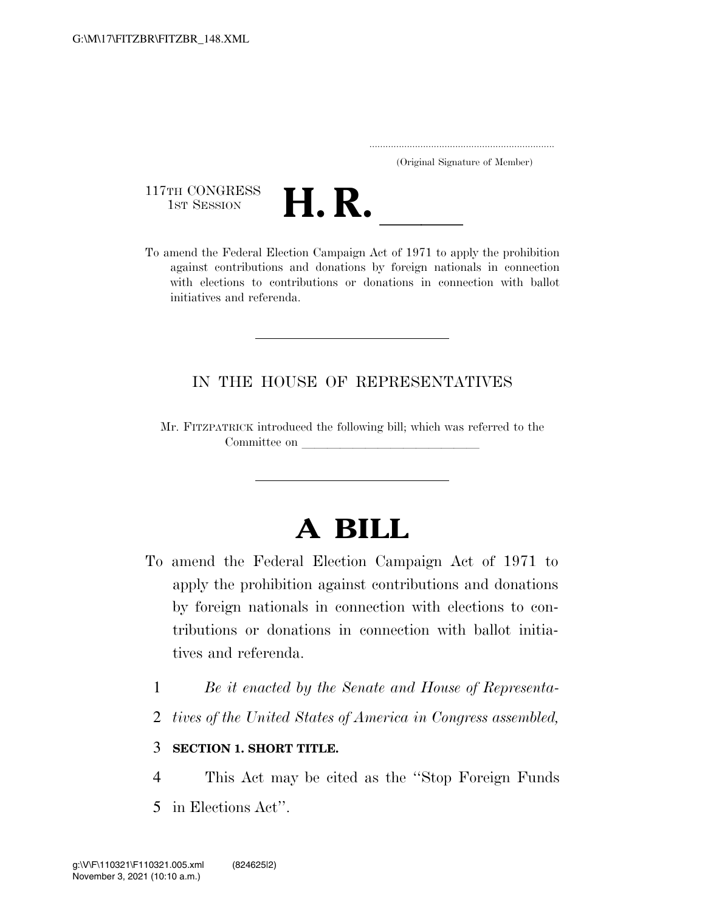(Original Signature of Member)

117TH CONGRESS
1ST SESSION

# H. R. \_\_\_\_\_

To amend the Federal Election Campaign Act of 1971 to apply the prohibition against contributions and donations by foreign nationals in connection with elections to contributions or donations in connection with ballot initiatives and referenda.

IN THE HOUSE OF REPRESENTATIVES

Mr. FITZPATRICK introduced the following bill; which was referred to the Committee on \_\_\_\_\_\_\_\_\_\_\_\_\_\_\_\_\_\_\_\_\_\_\_\_\_\_\_\_

# A BILL

To amend the Federal Election Campaign Act of 1971 to apply the prohibition against contributions and donations by foreign nationals in connection with elections to contributions or donations in connection with ballot initiatives and referenda.

1 *Be it enacted by the Senate and House of Representa-*
2 *tives of the United States of America in Congress assembled,*

3 **SECTION 1. SHORT TITLE.**

4 This Act may be cited as the "Stop Foreign Funds
5 in Elections Act".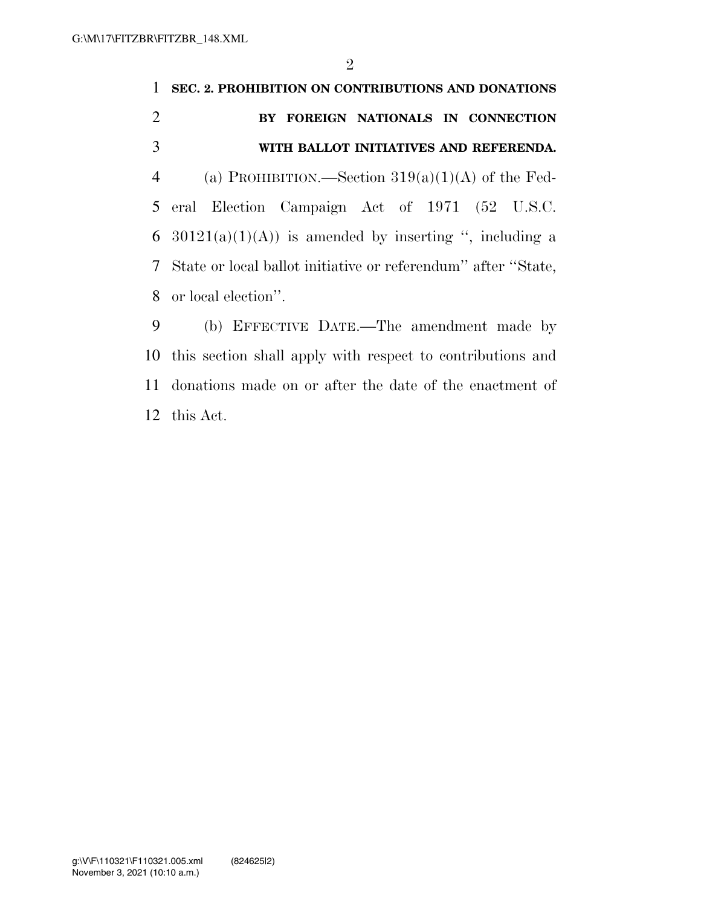## SEC. 2. PROHIBITION ON CONTRIBUTIONS AND DONATIONS BY FOREIGN NATIONALS IN CONNECTION WITH BALLOT INITIATIVES AND REFERENDA.

(a) PROHIBITION.—Section 319(a)(1)(A) of the Federal Election Campaign Act of 1971 (52 U.S.C. 30121(a)(1)(A)) is amended by inserting ", including a State or local ballot initiative or referendum" after "State, or local election".

(b) EFFECTIVE DATE.—The amendment made by this section shall apply with respect to contributions and donations made on or after the date of the enactment of this Act.